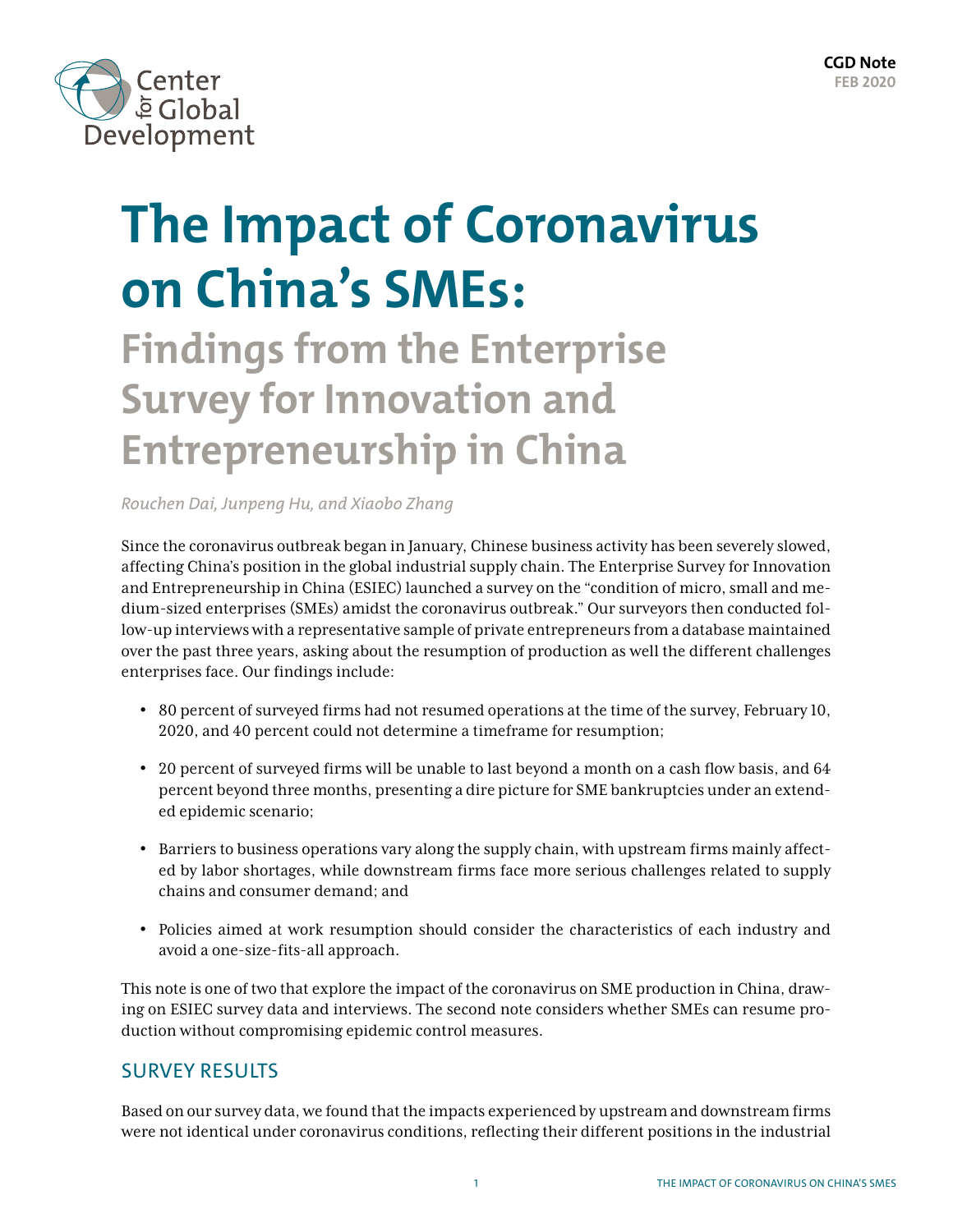CGD Note
FEB 2020

# The Impact of Coronavirus on China's SMEs:

## Findings from the Enterprise Survey for Innovation and Entrepreneurship in China

*Rouchen Dai, Junpeng Hu, and Xiaobo Zhang*

Since the coronavirus outbreak began in January, Chinese business activity has been severely slowed, affecting China's position in the global industrial supply chain. The Enterprise Survey for Innovation and Entrepreneurship in China (ESIEC) launched a survey on the "condition of micro, small and medium-sized enterprises (SMEs) amidst the coronavirus outbreak." Our surveyors then conducted follow-up interviews with a representative sample of private entrepreneurs from a database maintained over the past three years, asking about the resumption of production as well the different challenges enterprises face. Our findings include:

- 80 percent of surveyed firms had not resumed operations at the time of the survey, February 10, 2020, and 40 percent could not determine a timeframe for resumption;
- 20 percent of surveyed firms will be unable to last beyond a month on a cash flow basis, and 64 percent beyond three months, presenting a dire picture for SME bankruptcies under an extended epidemic scenario;
- Barriers to business operations vary along the supply chain, with upstream firms mainly affected by labor shortages, while downstream firms face more serious challenges related to supply chains and consumer demand; and
- Policies aimed at work resumption should consider the characteristics of each industry and avoid a one-size-fits-all approach.

This note is one of two that explore the impact of the coronavirus on SME production in China, drawing on ESIEC survey data and interviews. The second note considers whether SMEs can resume production without compromising epidemic control measures.

## SURVEY RESULTS

Based on our survey data, we found that the impacts experienced by upstream and downstream firms were not identical under coronavirus conditions, reflecting their different positions in the industrial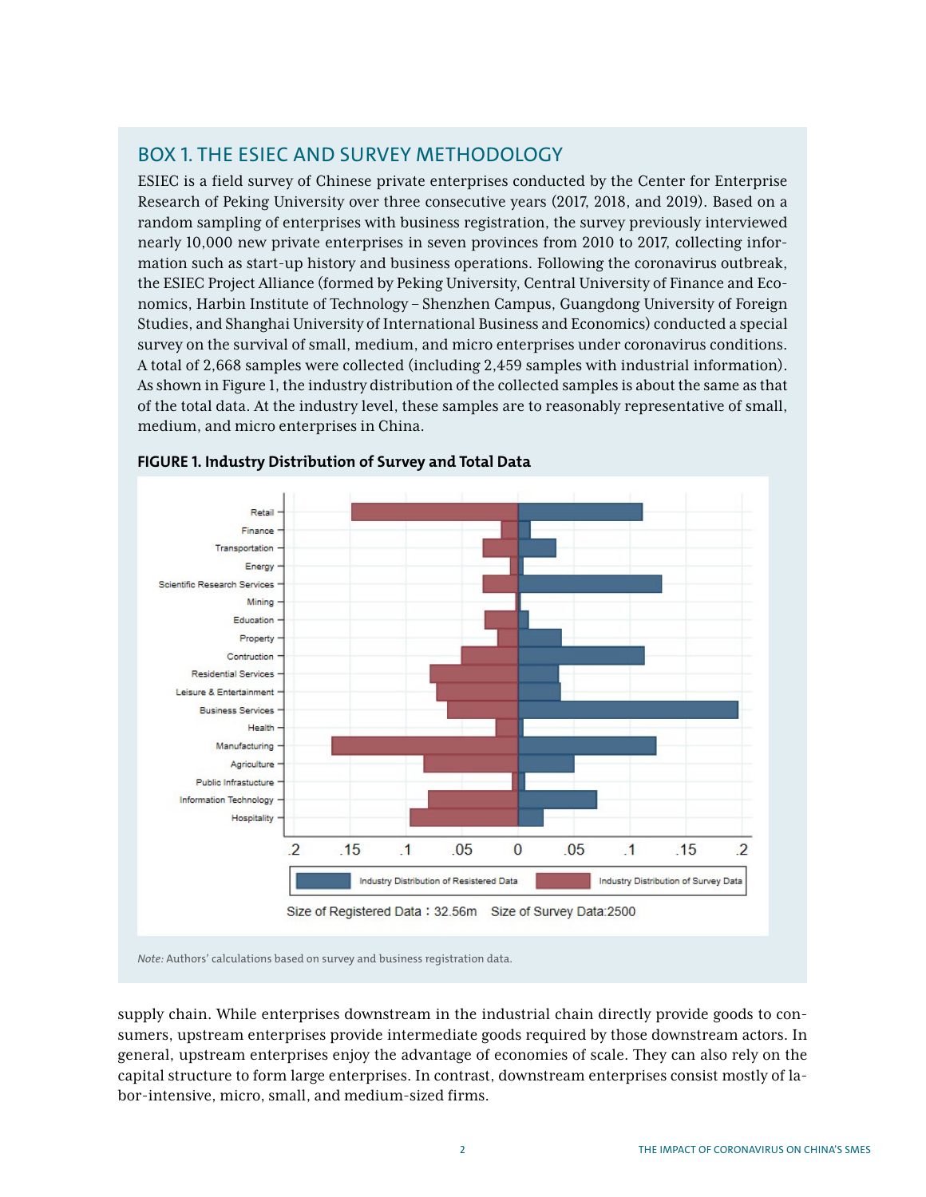## BOX 1. THE ESIEC AND SURVEY METHODOLOGY

ESIEC is a field survey of Chinese private enterprises conducted by the Center for Enterprise Research of Peking University over three consecutive years (2017, 2018, and 2019). Based on a random sampling of enterprises with business registration, the survey previously interviewed nearly 10,000 new private enterprises in seven provinces from 2010 to 2017, collecting information such as start-up history and business operations. Following the coronavirus outbreak, the ESIEC Project Alliance (formed by Peking University, Central University of Finance and Economics, Harbin Institute of Technology – Shenzhen Campus, Guangdong University of Foreign Studies, and Shanghai University of International Business and Economics) conducted a special survey on the survival of small, medium, and micro enterprises under coronavirus conditions. A total of 2,668 samples were collected (including 2,459 samples with industrial information). As shown in Figure 1, the industry distribution of the collected samples is about the same as that of the total data. At the industry level, these samples are to reasonably representative of small, medium, and micro enterprises in China.

**FIGURE 1. Industry Distribution of Survey and Total Data**

*Note:* Authors' calculations based on survey and business registration data.

supply chain. While enterprises downstream in the industrial chain directly provide goods to consumers, upstream enterprises provide intermediate goods required by those downstream actors. In general, upstream enterprises enjoy the advantage of economies of scale. They can also rely on the capital structure to form large enterprises. In contrast, downstream enterprises consist mostly of labor-intensive, micro, small, and medium-sized firms.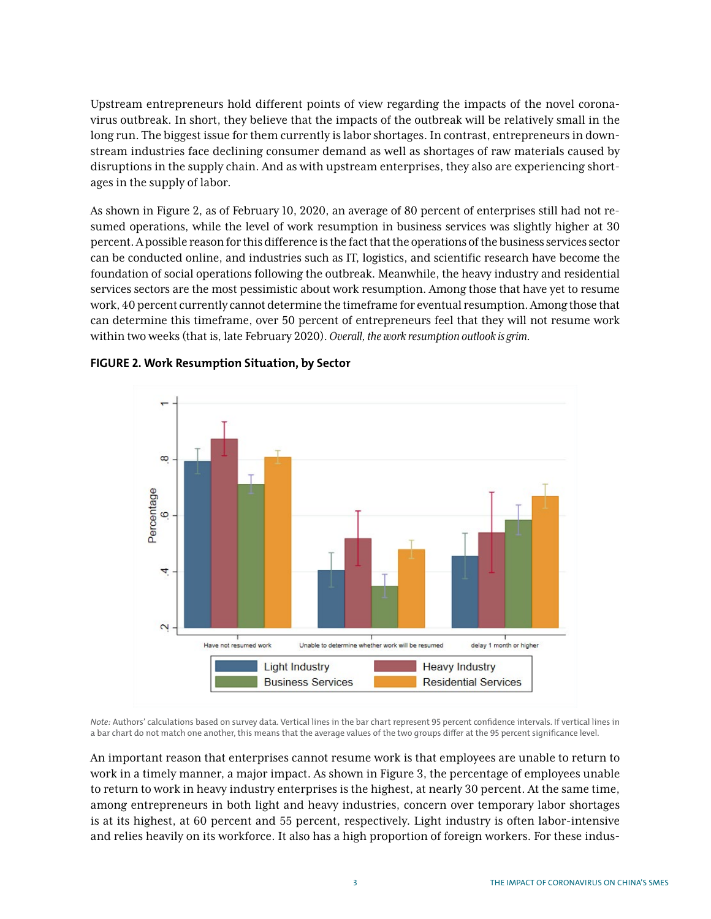Upstream entrepreneurs hold different points of view regarding the impacts of the novel coronavirus outbreak. In short, they believe that the impacts of the outbreak will be relatively small in the long run. The biggest issue for them currently is labor shortages. In contrast, entrepreneurs in downstream industries face declining consumer demand as well as shortages of raw materials caused by disruptions in the supply chain. And as with upstream enterprises, they also are experiencing shortages in the supply of labor.

As shown in Figure 2, as of February 10, 2020, an average of 80 percent of enterprises still had not resumed operations, while the level of work resumption in business services was slightly higher at 30 percent. A possible reason for this difference is the fact that the operations of the business services sector can be conducted online, and industries such as IT, logistics, and scientific research have become the foundation of social operations following the outbreak. Meanwhile, the heavy industry and residential services sectors are the most pessimistic about work resumption. Among those that have yet to resume work, 40 percent currently cannot determine the timeframe for eventual resumption. Among those that can determine this timeframe, over 50 percent of entrepreneurs feel that they will not resume work within two weeks (that is, late February 2020). *Overall, the work resumption outlook is grim.*

**FIGURE 2. Work Resumption Situation, by Sector**

*Note:* Authors' calculations based on survey data. Vertical lines in the bar chart represent 95 percent confidence intervals. If vertical lines in a bar chart do not match one another, this means that the average values of the two groups differ at the 95 percent significance level.

An important reason that enterprises cannot resume work is that employees are unable to return to work in a timely manner, a major impact. As shown in Figure 3, the percentage of employees unable to return to work in heavy industry enterprises is the highest, at nearly 30 percent. At the same time, among entrepreneurs in both light and heavy industries, concern over temporary labor shortages is at its highest, at 60 percent and 55 percent, respectively. Light industry is often labor-intensive and relies heavily on its workforce. It also has a high proportion of foreign workers. For these indus-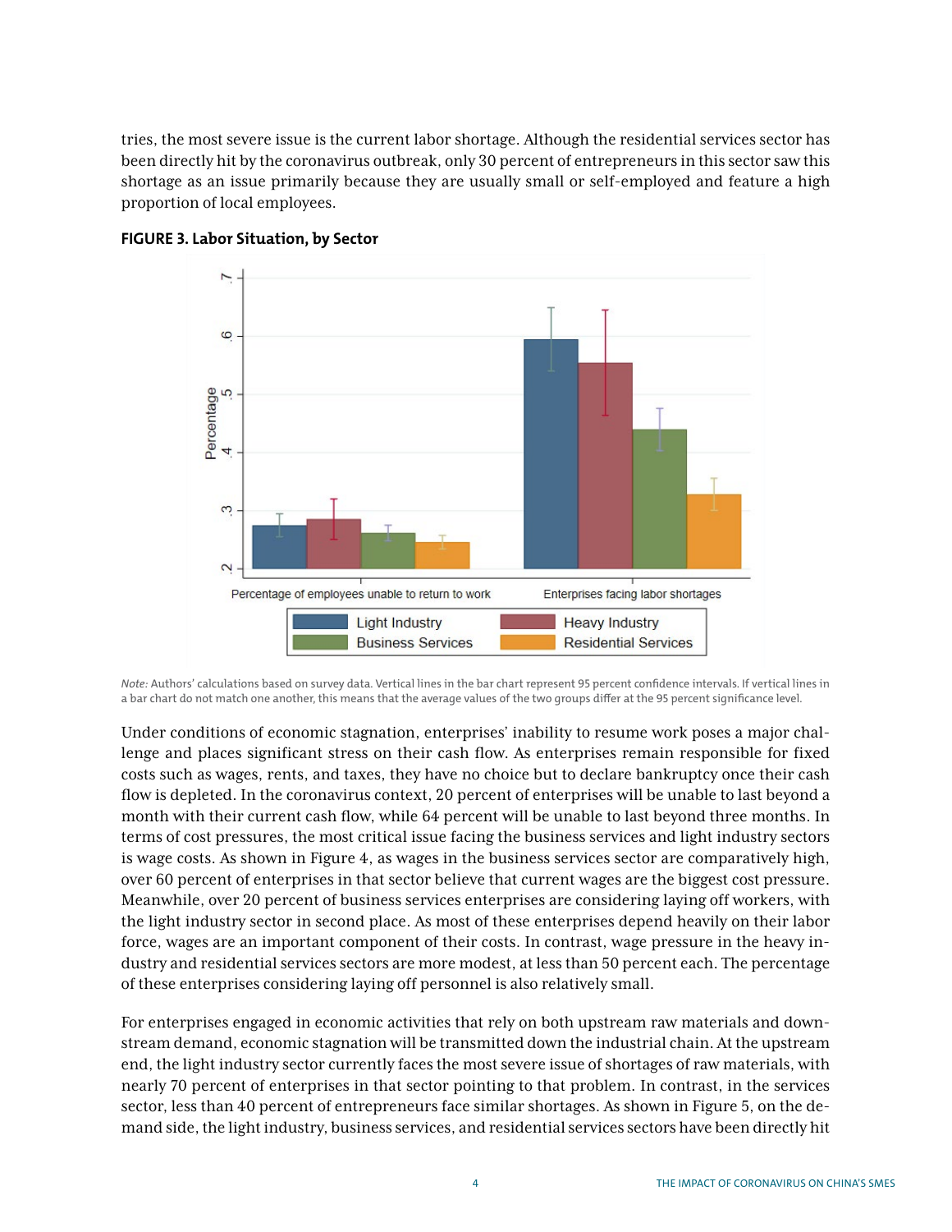tries, the most severe issue is the current labor shortage. Although the residential services sector has been directly hit by the coronavirus outbreak, only 30 percent of entrepreneurs in this sector saw this shortage as an issue primarily because they are usually small or self-employed and feature a high proportion of local employees.

**FIGURE 3. Labor Situation, by Sector**

*Note:* Authors' calculations based on survey data. Vertical lines in the bar chart represent 95 percent confidence intervals. If vertical lines in a bar chart do not match one another, this means that the average values of the two groups differ at the 95 percent significance level.

Under conditions of economic stagnation, enterprises' inability to resume work poses a major challenge and places significant stress on their cash flow. As enterprises remain responsible for fixed costs such as wages, rents, and taxes, they have no choice but to declare bankruptcy once their cash flow is depleted. In the coronavirus context, 20 percent of enterprises will be unable to last beyond a month with their current cash flow, while 64 percent will be unable to last beyond three months. In terms of cost pressures, the most critical issue facing the business services and light industry sectors is wage costs. As shown in Figure 4, as wages in the business services sector are comparatively high, over 60 percent of enterprises in that sector believe that current wages are the biggest cost pressure. Meanwhile, over 20 percent of business services enterprises are considering laying off workers, with the light industry sector in second place. As most of these enterprises depend heavily on their labor force, wages are an important component of their costs. In contrast, wage pressure in the heavy industry and residential services sectors are more modest, at less than 50 percent each. The percentage of these enterprises considering laying off personnel is also relatively small.

For enterprises engaged in economic activities that rely on both upstream raw materials and downstream demand, economic stagnation will be transmitted down the industrial chain. At the upstream end, the light industry sector currently faces the most severe issue of shortages of raw materials, with nearly 70 percent of enterprises in that sector pointing to that problem. In contrast, in the services sector, less than 40 percent of entrepreneurs face similar shortages. As shown in Figure 5, on the demand side, the light industry, business services, and residential services sectors have been directly hit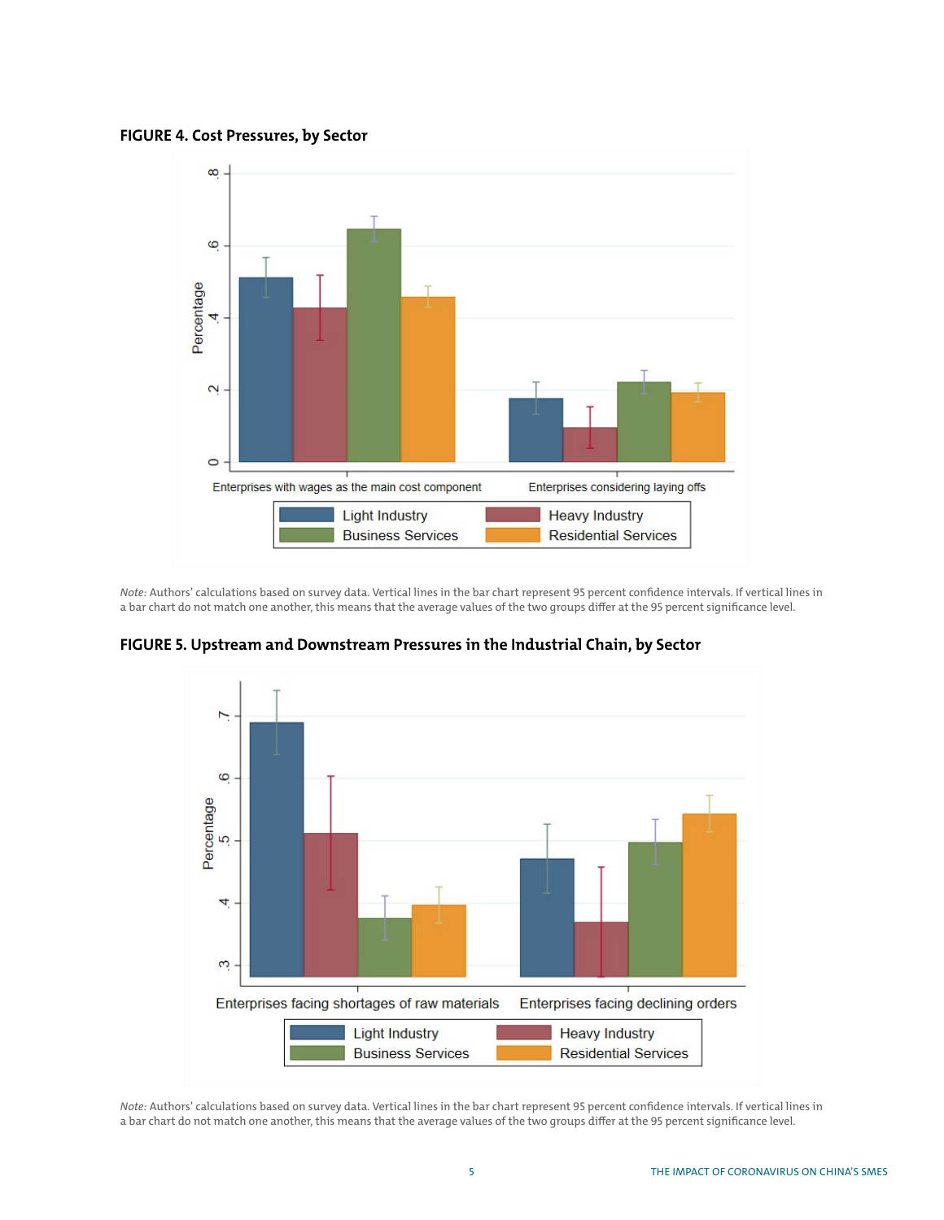**FIGURE 4. Cost Pressures, by Sector**

*Note:* Authors' calculations based on survey data. Vertical lines in the bar chart represent 95 percent confidence intervals. If vertical lines in a bar chart do not match one another, this means that the average values of the two groups differ at the 95 percent significance level.

**FIGURE 5. Upstream and Downstream Pressures in the Industrial Chain, by Sector**

*Note:* Authors' calculations based on survey data. Vertical lines in the bar chart represent 95 percent confidence intervals. If vertical lines in a bar chart do not match one another, this means that the average values of the two groups differ at the 95 percent significance level.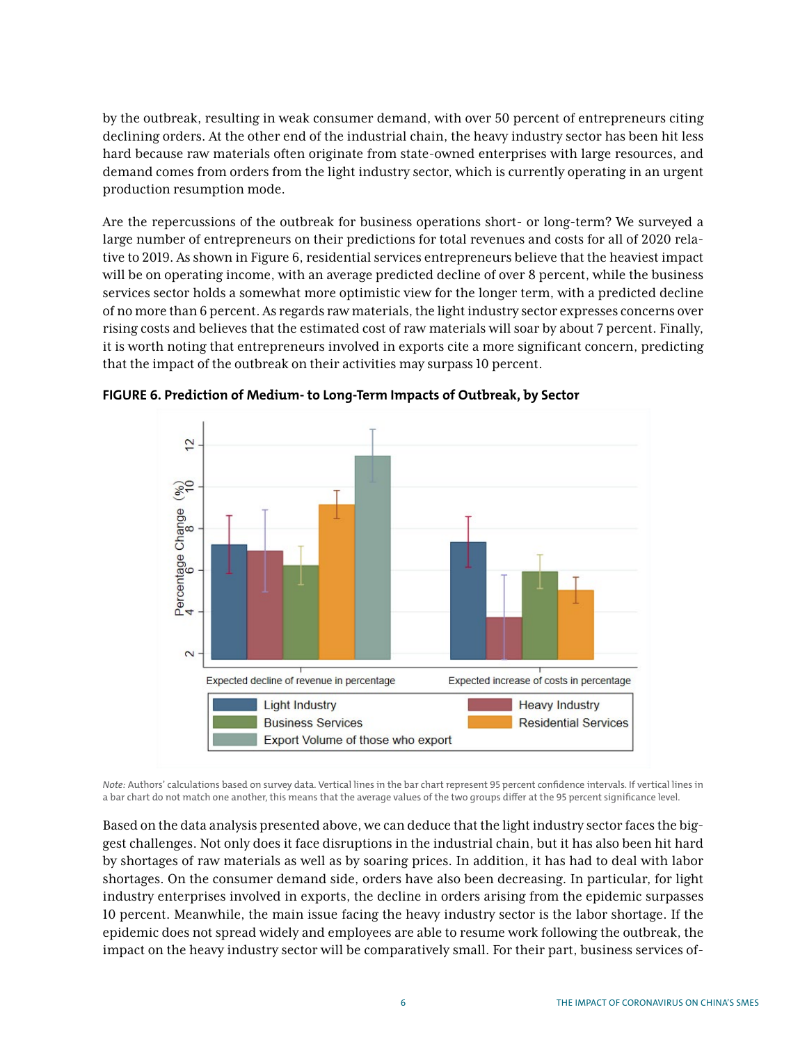by the outbreak, resulting in weak consumer demand, with over 50 percent of entrepreneurs citing declining orders. At the other end of the industrial chain, the heavy industry sector has been hit less hard because raw materials often originate from state-owned enterprises with large resources, and demand comes from orders from the light industry sector, which is currently operating in an urgent production resumption mode.

Are the repercussions of the outbreak for business operations short- or long-term? We surveyed a large number of entrepreneurs on their predictions for total revenues and costs for all of 2020 relative to 2019. As shown in Figure 6, residential services entrepreneurs believe that the heaviest impact will be on operating income, with an average predicted decline of over 8 percent, while the business services sector holds a somewhat more optimistic view for the longer term, with a predicted decline of no more than 6 percent. As regards raw materials, the light industry sector expresses concerns over rising costs and believes that the estimated cost of raw materials will soar by about 7 percent. Finally, it is worth noting that entrepreneurs involved in exports cite a more significant concern, predicting that the impact of the outbreak on their activities may surpass 10 percent.

**FIGURE 6. Prediction of Medium- to Long-Term Impacts of Outbreak, by Sector**

*Note:* Authors' calculations based on survey data. Vertical lines in the bar chart represent 95 percent confidence intervals. If vertical lines in a bar chart do not match one another, this means that the average values of the two groups differ at the 95 percent significance level.

Based on the data analysis presented above, we can deduce that the light industry sector faces the biggest challenges. Not only does it face disruptions in the industrial chain, but it has also been hit hard by shortages of raw materials as well as by soaring prices. In addition, it has had to deal with labor shortages. On the consumer demand side, orders have also been decreasing. In particular, for light industry enterprises involved in exports, the decline in orders arising from the epidemic surpasses 10 percent. Meanwhile, the main issue facing the heavy industry sector is the labor shortage. If the epidemic does not spread widely and employees are able to resume work following the outbreak, the impact on the heavy industry sector will be comparatively small. For their part, business services of-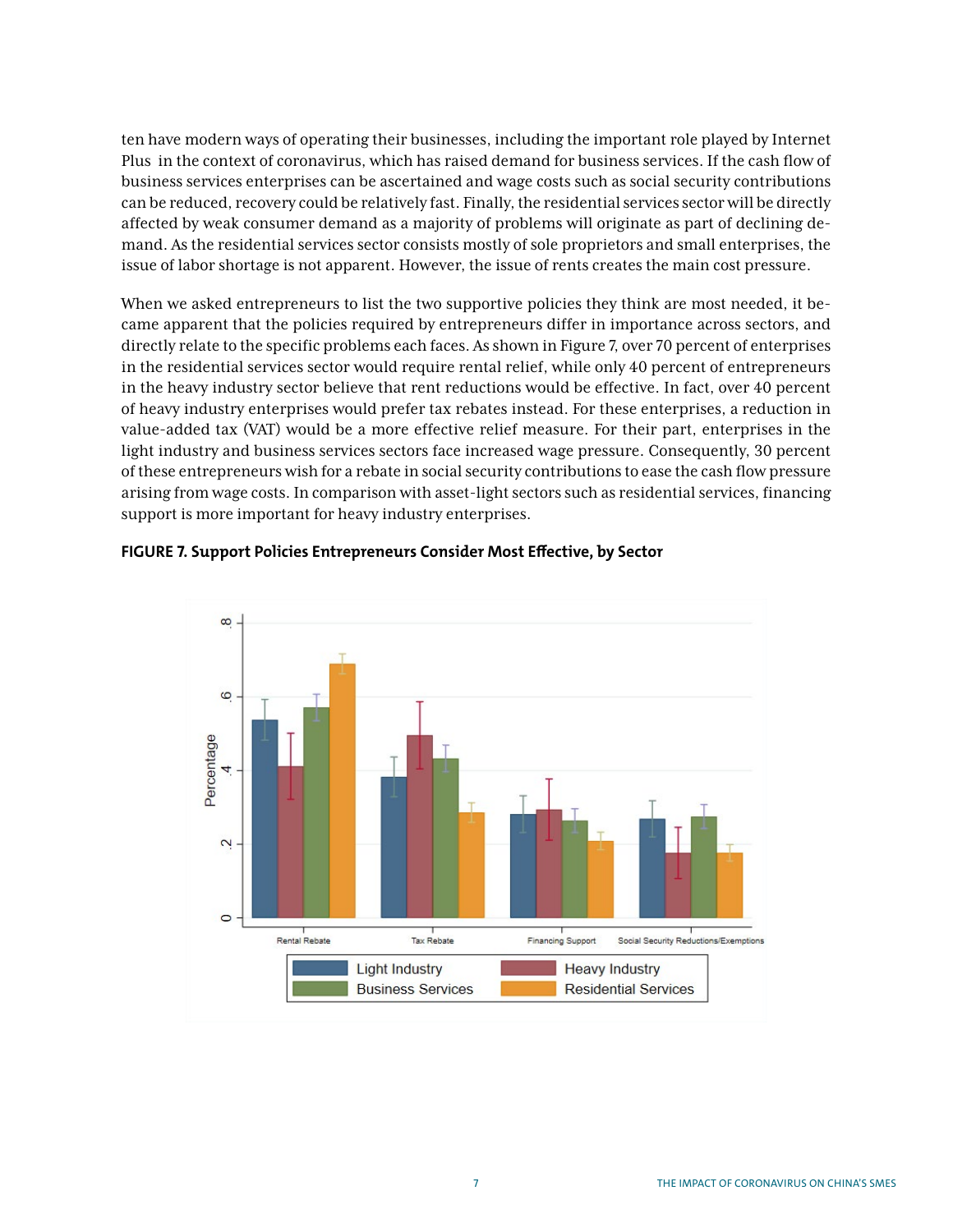ten have modern ways of operating their businesses, including the important role played by Internet Plus in the context of coronavirus, which has raised demand for business services. If the cash flow of business services enterprises can be ascertained and wage costs such as social security contributions can be reduced, recovery could be relatively fast. Finally, the residential services sector will be directly affected by weak consumer demand as a majority of problems will originate as part of declining demand. As the residential services sector consists mostly of sole proprietors and small enterprises, the issue of labor shortage is not apparent. However, the issue of rents creates the main cost pressure.

When we asked entrepreneurs to list the two supportive policies they think are most needed, it became apparent that the policies required by entrepreneurs differ in importance across sectors, and directly relate to the specific problems each faces. As shown in Figure 7, over 70 percent of enterprises in the residential services sector would require rental relief, while only 40 percent of entrepreneurs in the heavy industry sector believe that rent reductions would be effective. In fact, over 40 percent of heavy industry enterprises would prefer tax rebates instead. For these enterprises, a reduction in value-added tax (VAT) would be a more effective relief measure. For their part, enterprises in the light industry and business services sectors face increased wage pressure. Consequently, 30 percent of these entrepreneurs wish for a rebate in social security contributions to ease the cash flow pressure arising from wage costs. In comparison with asset-light sectors such as residential services, financing support is more important for heavy industry enterprises.

**FIGURE 7. Support Policies Entrepreneurs Consider Most Effective, by Sector**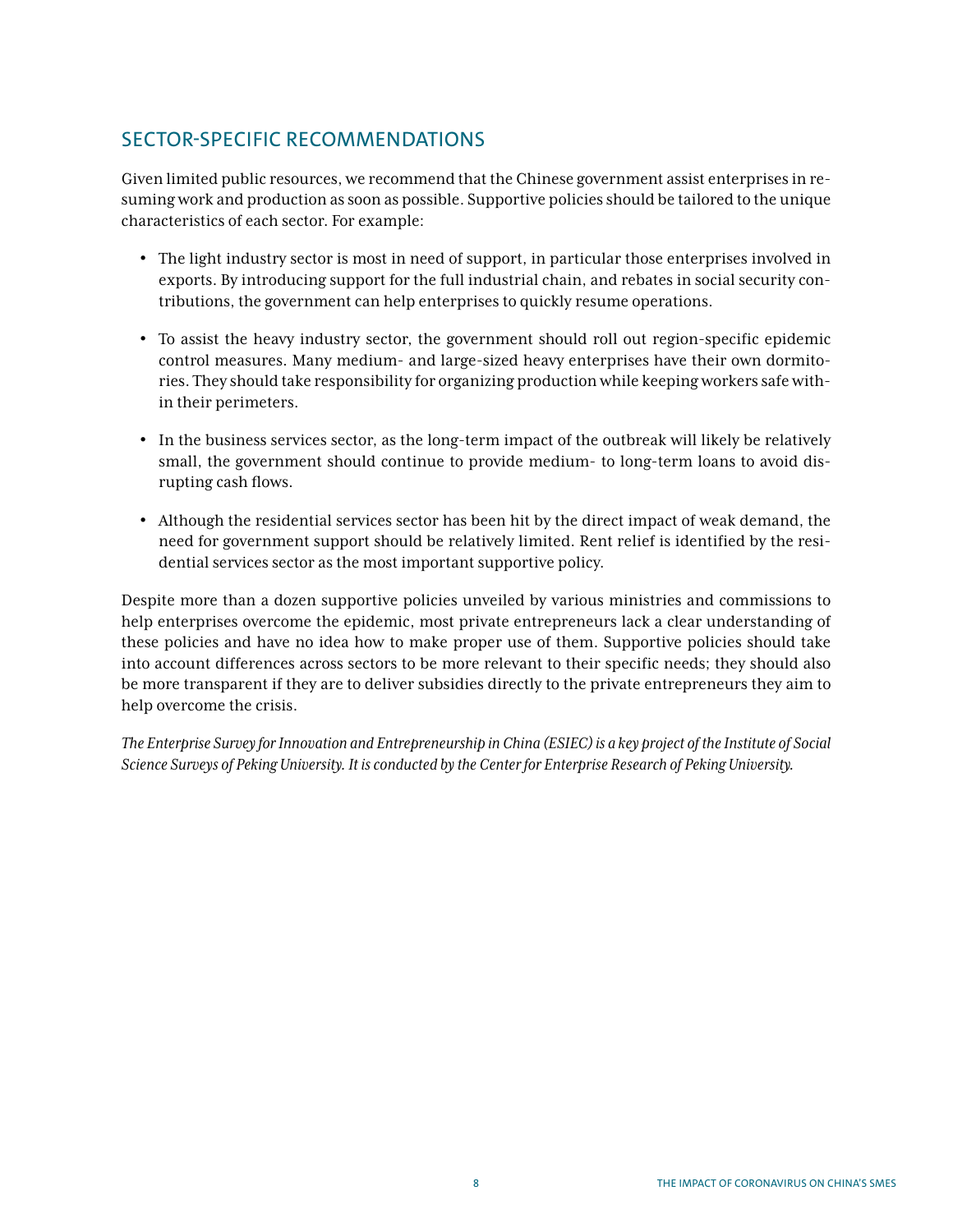## SECTOR-SPECIFIC RECOMMENDATIONS

Given limited public resources, we recommend that the Chinese government assist enterprises in resuming work and production as soon as possible. Supportive policies should be tailored to the unique characteristics of each sector. For example:

- The light industry sector is most in need of support, in particular those enterprises involved in exports. By introducing support for the full industrial chain, and rebates in social security contributions, the government can help enterprises to quickly resume operations.
- To assist the heavy industry sector, the government should roll out region-specific epidemic control measures. Many medium- and large-sized heavy enterprises have their own dormitories. They should take responsibility for organizing production while keeping workers safe within their perimeters.
- In the business services sector, as the long-term impact of the outbreak will likely be relatively small, the government should continue to provide medium- to long-term loans to avoid disrupting cash flows.
- Although the residential services sector has been hit by the direct impact of weak demand, the need for government support should be relatively limited. Rent relief is identified by the residential services sector as the most important supportive policy.

Despite more than a dozen supportive policies unveiled by various ministries and commissions to help enterprises overcome the epidemic, most private entrepreneurs lack a clear understanding of these policies and have no idea how to make proper use of them. Supportive policies should take into account differences across sectors to be more relevant to their specific needs; they should also be more transparent if they are to deliver subsidies directly to the private entrepreneurs they aim to help overcome the crisis.

*The Enterprise Survey for Innovation and Entrepreneurship in China (ESIEC) is a key project of the Institute of Social Science Surveys of Peking University. It is conducted by the Center for Enterprise Research of Peking University.*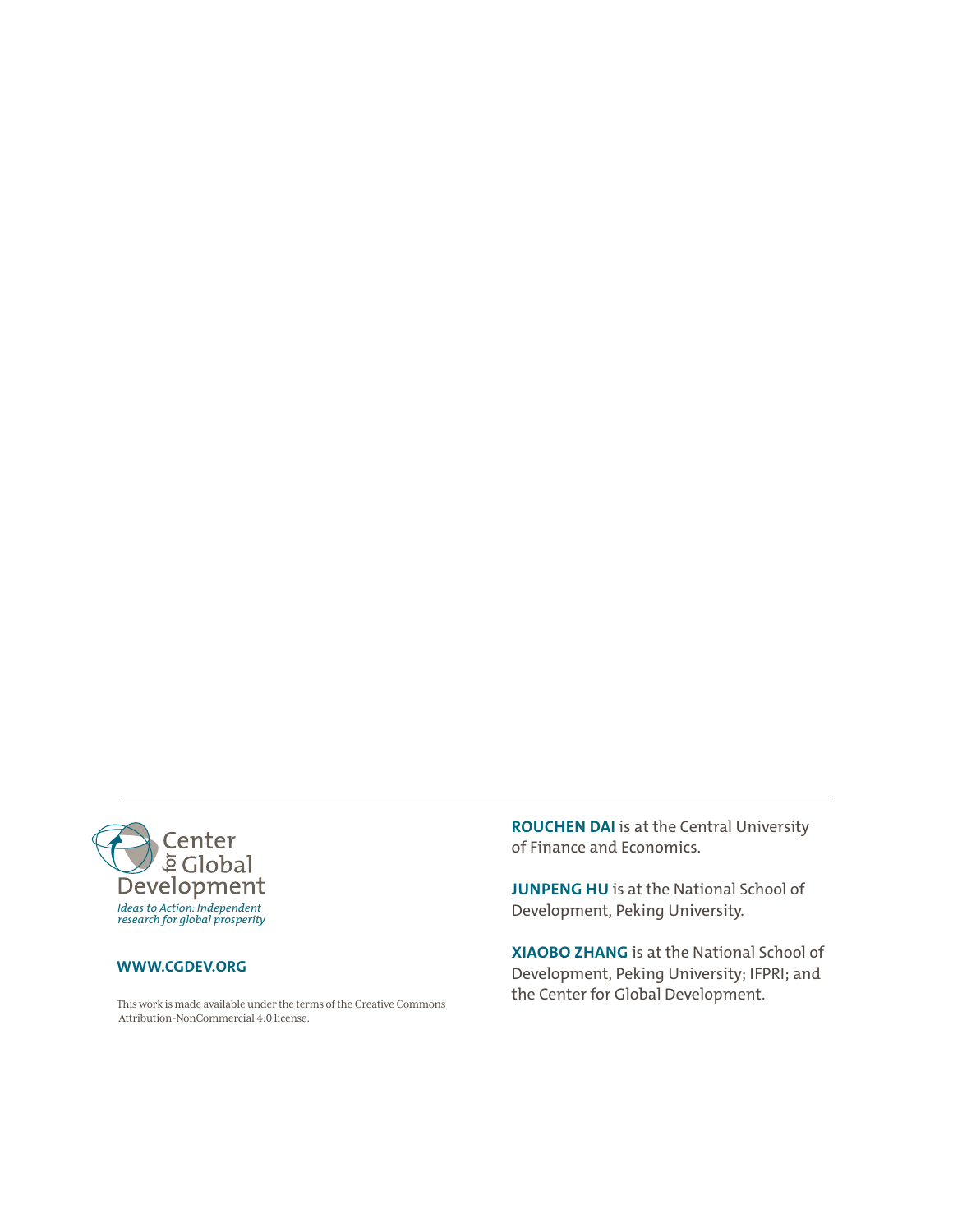Center for Global Development

*Ideas to Action: Independent research for global prosperity*

**WWW.CGDEV.ORG**

This work is made available under the terms of the Creative Commons Attribution-NonCommercial 4.0 license.

**ROUCHEN DAI** is at the Central University of Finance and Economics.

**JUNPENG HU** is at the National School of Development, Peking University.

**XIAOBO ZHANG** is at the National School of Development, Peking University; IFPRI; and the Center for Global Development.